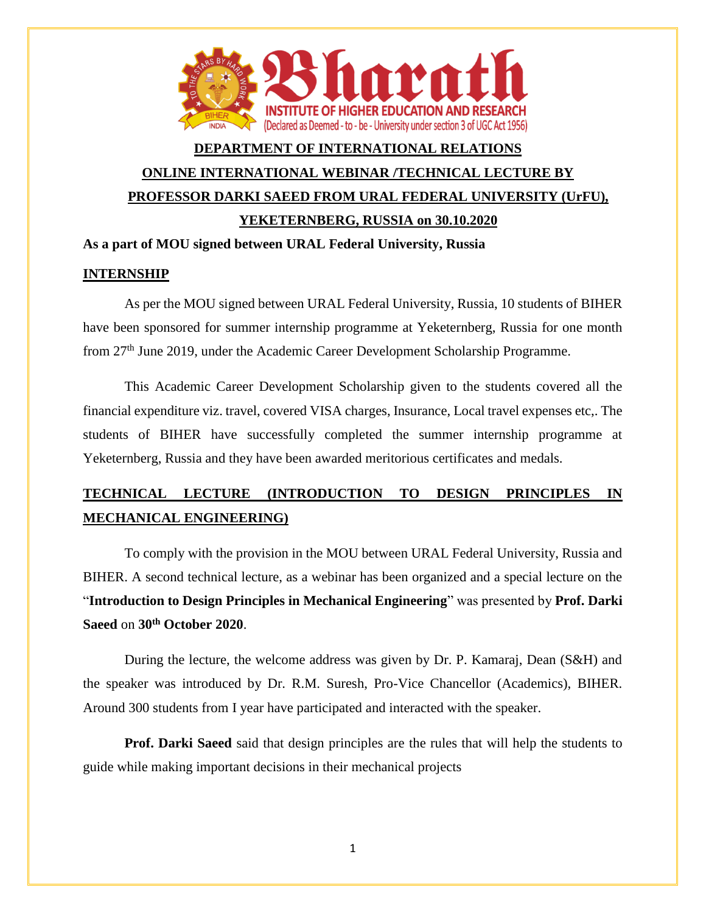**Bharath INSTITUTE OF HIGHER EDUCATION AND RESEARCH**
(Declared as Deemed - to - be - University under section 3 of UGC Act 1956)

# DEPARTMENT OF INTERNATIONAL RELATIONS

## ONLINE INTERNATIONAL WEBINAR /TECHNICAL LECTURE BY PROFESSOR DARKI SAEED FROM URAL FEDERAL UNIVERSITY (UrFU), YEKETERNBERG, RUSSIA on 30.10.2020

**As a part of MOU signed between URAL Federal University, Russia**

## INTERNSHIP

As per the MOU signed between URAL Federal University, Russia, 10 students of BIHER have been sponsored for summer internship programme at Yeketernberg, Russia for one month from 27th June 2019, under the Academic Career Development Scholarship Programme.

This Academic Career Development Scholarship given to the students covered all the financial expenditure viz. travel, covered VISA charges, Insurance, Local travel expenses etc,. The students of BIHER have successfully completed the summer internship programme at Yeketernberg, Russia and they have been awarded meritorious certificates and medals.

## TECHNICAL LECTURE (INTRODUCTION TO DESIGN PRINCIPLES IN MECHANICAL ENGINEERING)

To comply with the provision in the MOU between URAL Federal University, Russia and BIHER. A second technical lecture, as a webinar has been organized and a special lecture on the "**Introduction to Design Principles in Mechanical Engineering**" was presented by **Prof. Darki Saeed** on **30th October 2020**.

During the lecture, the welcome address was given by Dr. P. Kamaraj, Dean (S&H) and the speaker was introduced by Dr. R.M. Suresh, Pro-Vice Chancellor (Academics), BIHER. Around 300 students from I year have participated and interacted with the speaker.

**Prof. Darki Saeed** said that design principles are the rules that will help the students to guide while making important decisions in their mechanical projects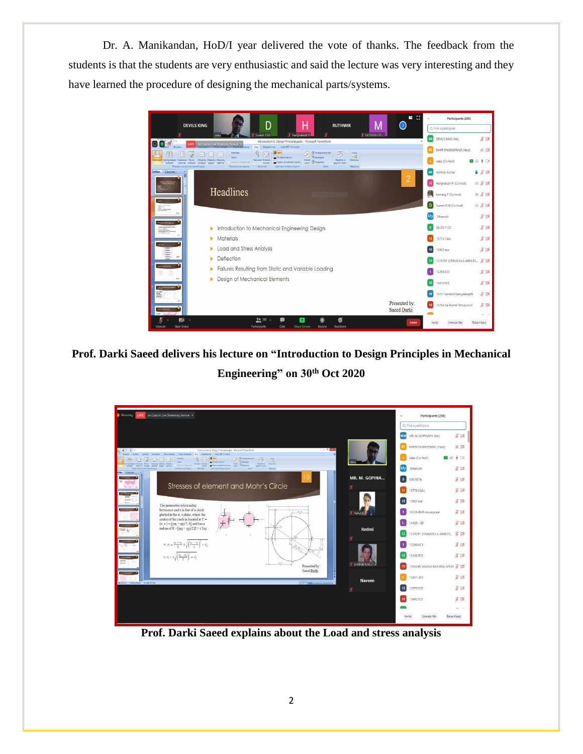Dr. A. Manikandan, HoD/I year delivered the vote of thanks. The feedback from the students is that the students are very enthusiastic and said the lecture was very interesting and they have learned the procedure of designing the mechanical parts/systems.

**Prof. Darki Saeed delivers his lecture on "Introduction to Design Principles in Mechanical Engineering" on 30th Oct 2020**

**Prof. Darki Saeed explains about the Load and stress analysis**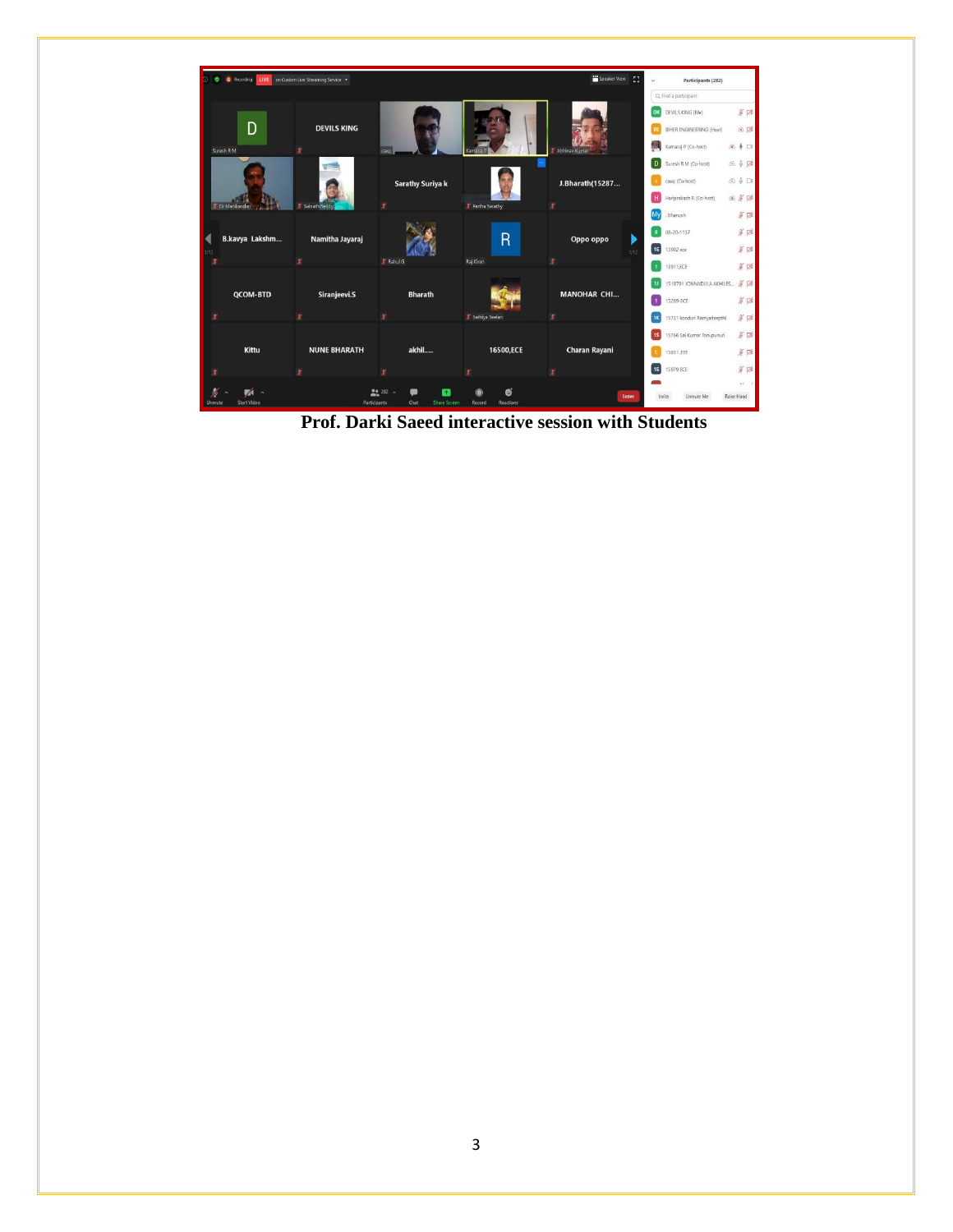**Prof. Darki Saeed interactive session with Students**